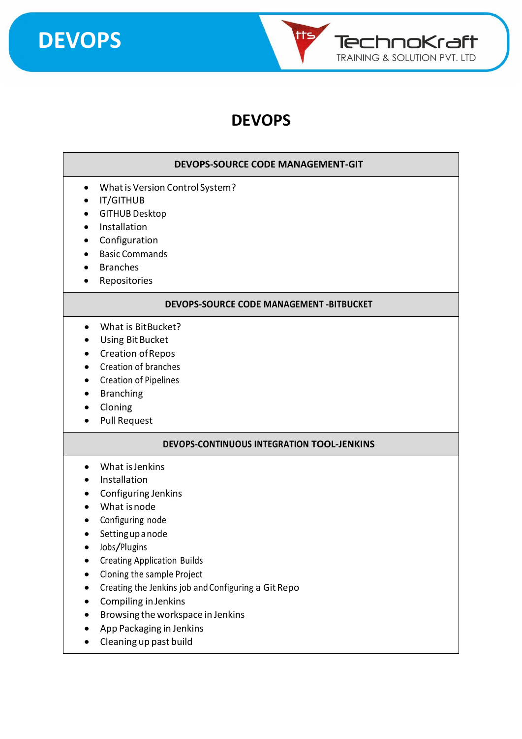# DEVOPS

## DEVOPS-SOURCE CODE MANAGEMENT-GIT

- What is Version Control System?
- IT/GITHUB
- GITHUB Desktop
- Installation
- Configuration
- Basic Commands
- Branches
- Repositories

## DEVOPS-SOURCE CODE MANAGEMENT -BITBUCKET

- What is BitBucket?
- Using Bit Bucket
- Creation of Repos
- Creation of branches
- Creation of Pipelines
- Branching
- Cloning
- Pull Request

## DEVOPS-CONTINUOUS INTEGRATION TOOL-JENKINS

- What is Jenkins
- Installation
- Configuring Jenkins
- What is node
- Configuring node
- Setting up a node
- Jobs/Plugins
- Creating Application Builds
- Cloning the sample Project
- Creating the Jenkins job and Configuring a Git Repo
- Compiling in Jenkins
- Browsing the workspace in Jenkins
- App Packaging in Jenkins
- Cleaning up past build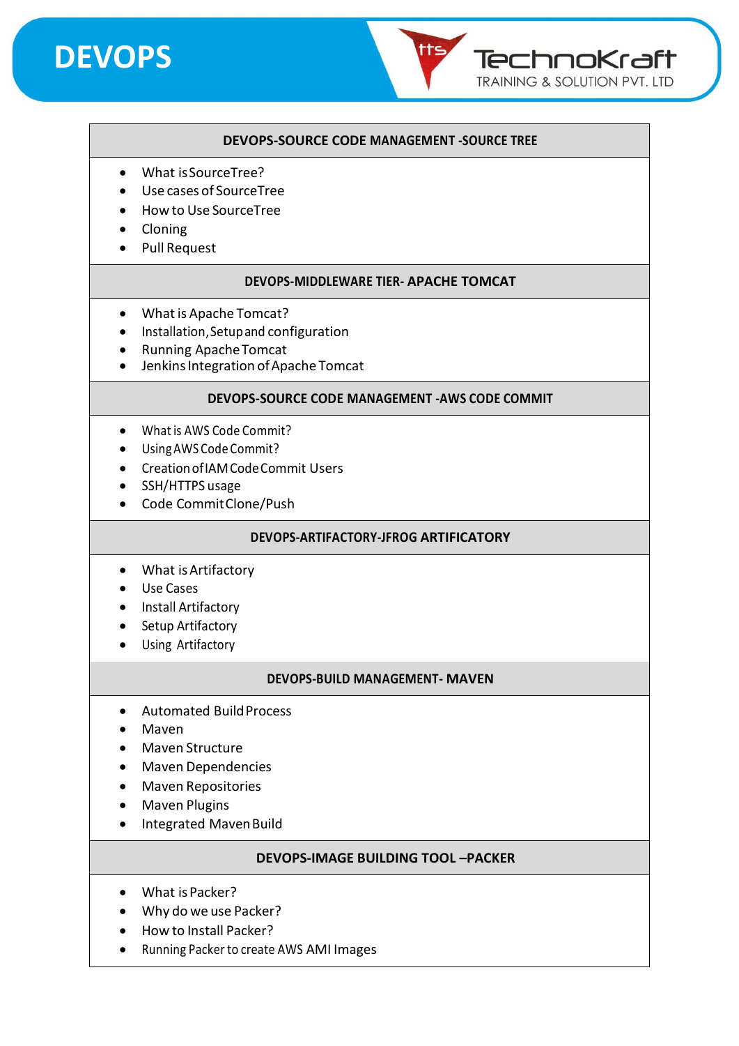## DEVOPS-SOURCE CODE MANAGEMENT -SOURCE TREE

- What is SourceTree?
- Use cases of SourceTree
- How to Use SourceTree
- Cloning
- Pull Request

## DEVOPS-MIDDLEWARE TIER- APACHE TOMCAT

- What is Apache Tomcat?
- Installation, Setup and configuration
- Running Apache Tomcat
- Jenkins Integration of Apache Tomcat

## DEVOPS-SOURCE CODE MANAGEMENT -AWS CODE COMMIT

- What is AWS Code Commit?
- Using AWS Code Commit?
- Creation of IAM Code Commit Users
- SSH/HTTPS usage
- Code Commit Clone/Push

## DEVOPS-ARTIFACTORY-JFROG ARTIFICATORY

- What is Artifactory
- Use Cases
- Install Artifactory
- Setup Artifactory
- Using Artifactory

## DEVOPS-BUILD MANAGEMENT- MAVEN

- Automated Build Process
- Maven
- Maven Structure
- Maven Dependencies
- Maven Repositories
- Maven Plugins
- Integrated Maven Build

## DEVOPS-IMAGE BUILDING TOOL –PACKER

- What is Packer?
- Why do we use Packer?
- How to Install Packer?
- Running Packer to create AWS AMI Images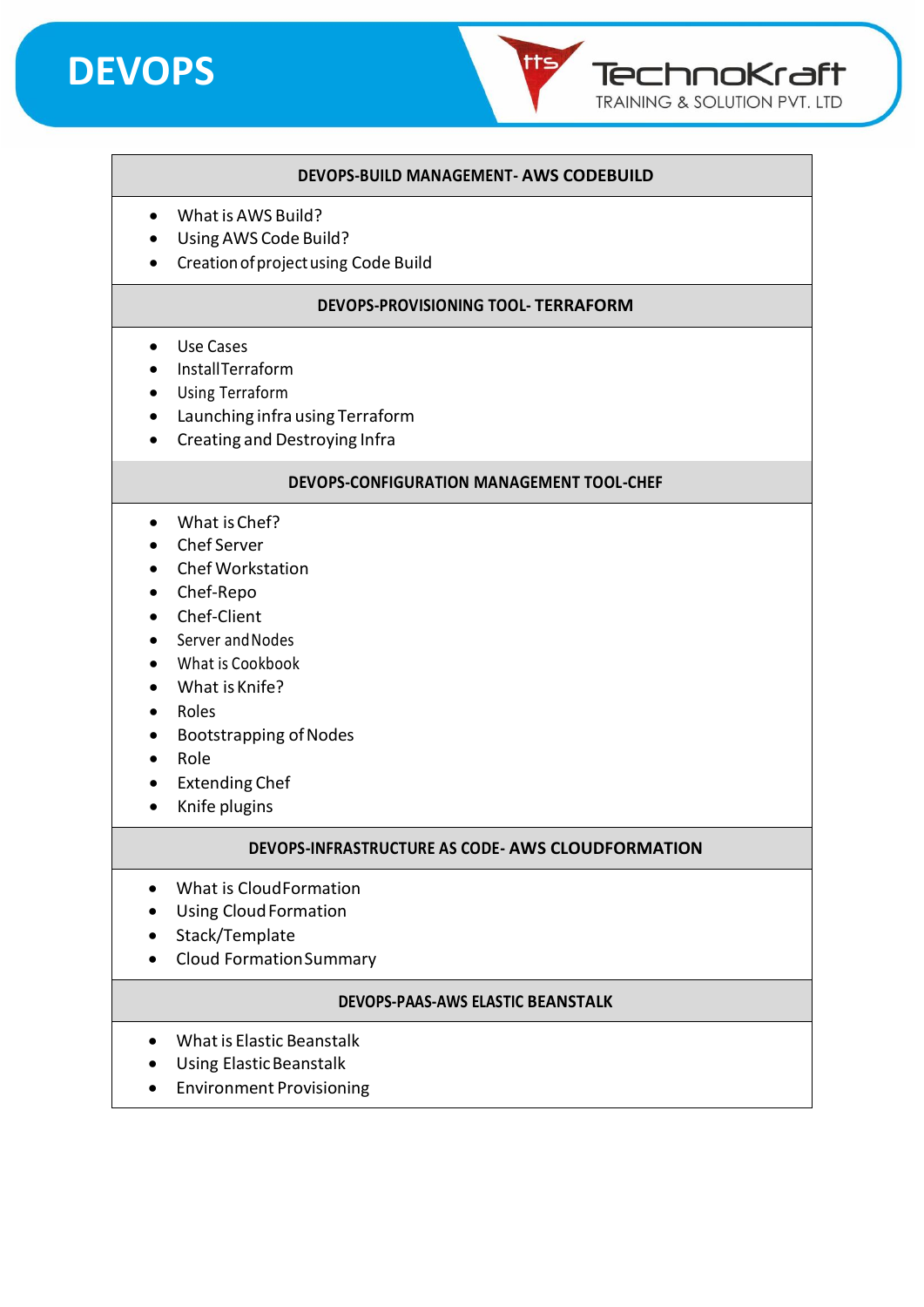## DEVOPS-BUILD MANAGEMENT- AWS CODEBUILD

- What is AWS Build?
- Using AWS Code Build?
- Creation of project using Code Build

## DEVOPS-PROVISIONING TOOL- TERRAFORM

- Use Cases
- Install Terraform
- Using Terraform
- Launching infra using Terraform
- Creating and Destroying Infra

## DEVOPS-CONFIGURATION MANAGEMENT TOOL-CHEF

- What is Chef?
- Chef Server
- Chef Workstation
- Chef-Repo
- Chef-Client
- Server and Nodes
- What is Cookbook
- What is Knife?
- Roles
- Bootstrapping of Nodes
- Role
- Extending Chef
- Knife plugins

## DEVOPS-INFRASTRUCTURE AS CODE- AWS CLOUDFORMATION

- What is CloudFormation
- Using Cloud Formation
- Stack/Template
- Cloud Formation Summary

## DEVOPS-PAAS-AWS ELASTIC BEANSTALK

- What is Elastic Beanstalk
- Using Elastic Beanstalk
- Environment Provisioning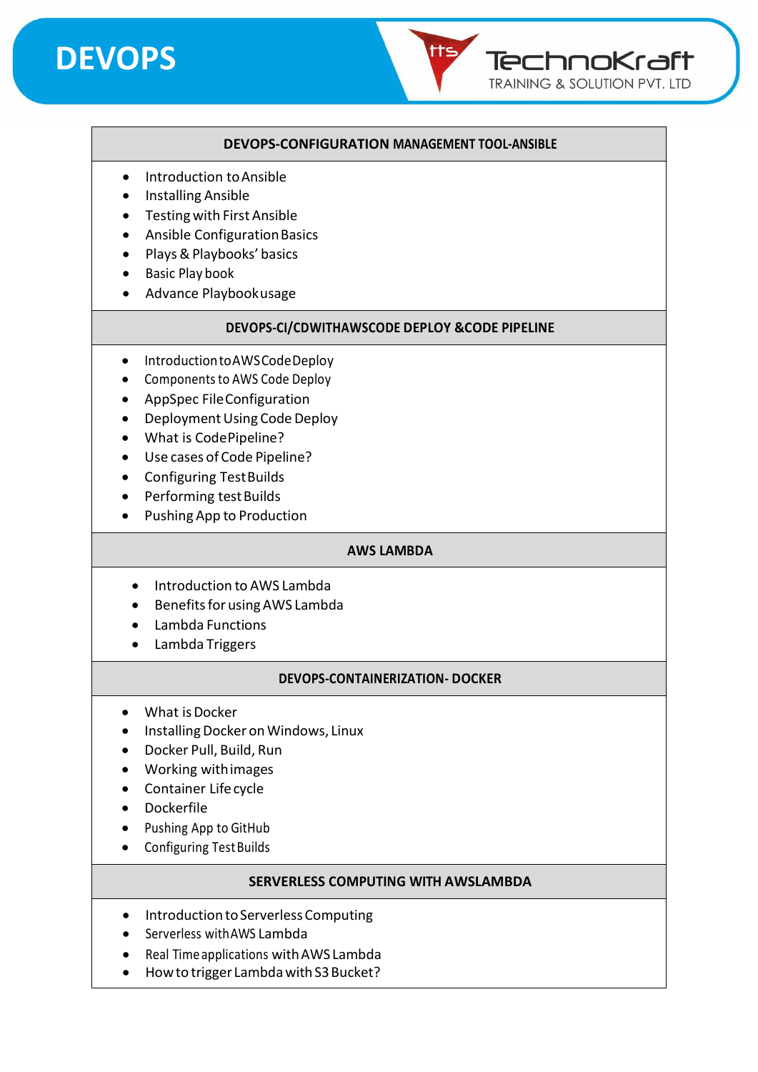# DEVOPS

TechnoKraft TRAINING & SOLUTION PVT. LTD

## DEVOPS-CONFIGURATION MANAGEMENT TOOL-ANSIBLE

- Introduction to Ansible
- Installing Ansible
- Testing with First Ansible
- Ansible Configuration Basics
- Plays & Playbooks' basics
- Basic Play book
- Advance Playbook usage

## DEVOPS-CI/CDWITHAWSCODE DEPLOY &CODE PIPELINE

- Introduction to AWS Code Deploy
- Components to AWS Code Deploy
- AppSpec File Configuration
- Deployment Using Code Deploy
- What is Code Pipeline?
- Use cases of Code Pipeline?
- Configuring Test Builds
- Performing test Builds
- Pushing App to Production

## AWS LAMBDA

- Introduction to AWS Lambda
- Benefits for using AWS Lambda
- Lambda Functions
- Lambda Triggers

## DEVOPS-CONTAINERIZATION- DOCKER

- What is Docker
- Installing Docker on Windows, Linux
- Docker Pull, Build, Run
- Working with images
- Container Life cycle
- Dockerfile
- Pushing App to GitHub
- Configuring Test Builds

## SERVERLESS COMPUTING WITH AWSLAMBDA

- Introduction to Serverless Computing
- Serverless with AWS Lambda
- Real Time applications with AWS Lambda
- How to trigger Lambda with S3 Bucket?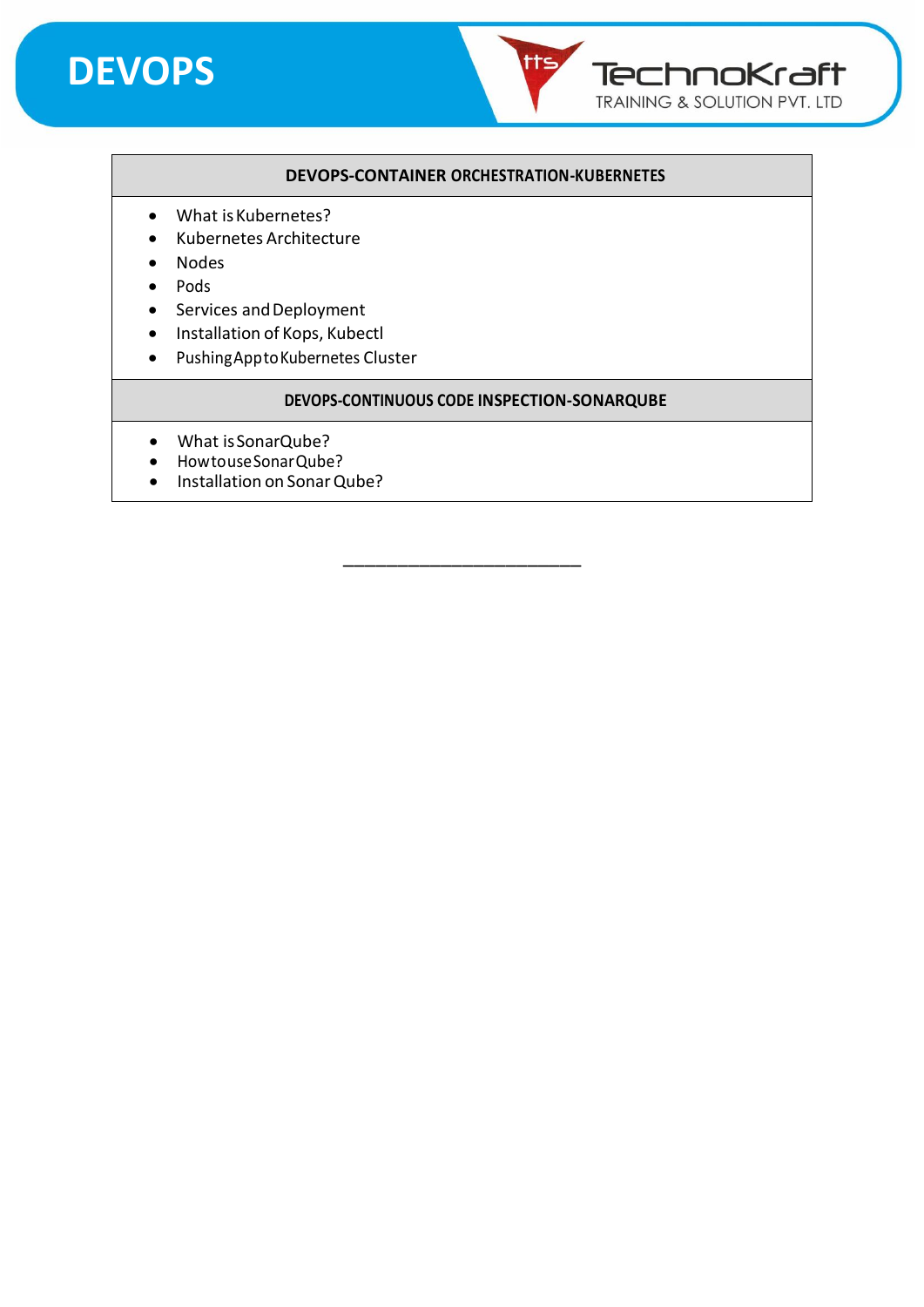## DEVOPS-CONTAINER ORCHESTRATION-KUBERNETES

- What is Kubernetes?
- Kubernetes Architecture
- Nodes
- Pods
- Services and Deployment
- Installation of Kops, Kubectl
- Pushing App to Kubernetes Cluster

## DEVOPS-CONTINUOUS CODE INSPECTION-SONARQUBE

- What is SonarQube?
- How to use SonarQube?
- Installation on Sonar Qube?

___________________________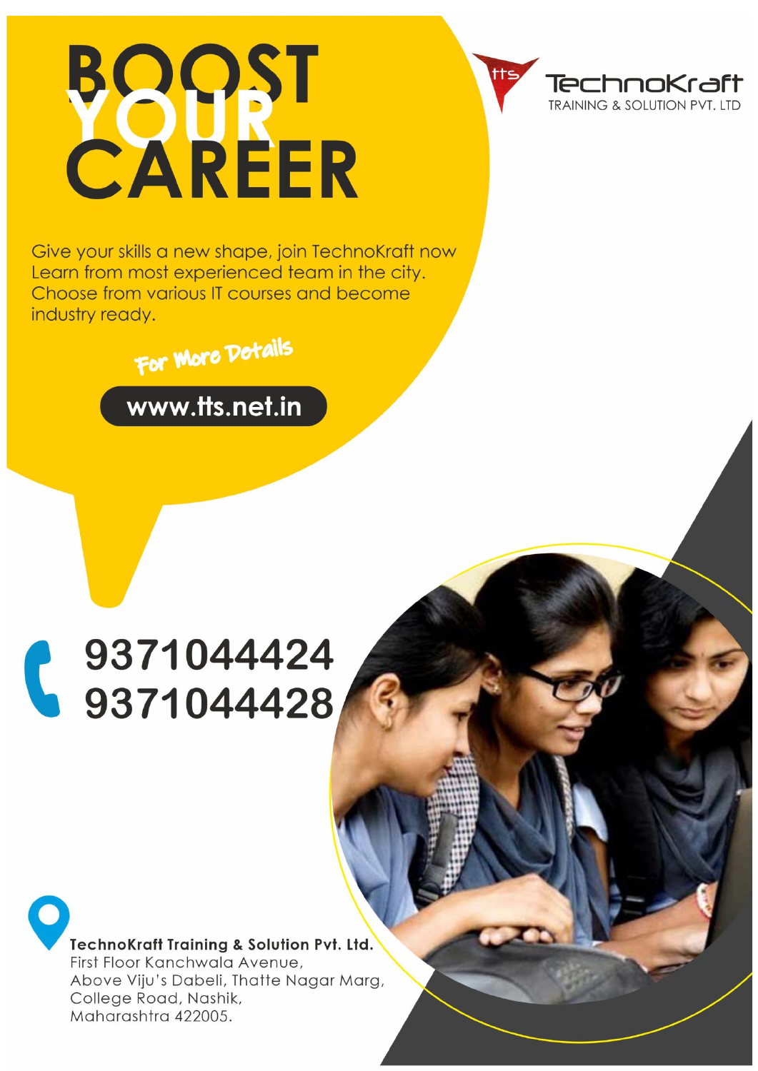# BOOST YOUR CAREER

TechnoKraft
TRAINING & SOLUTION PVT. LTD

Give your skills a new shape, join TechnoKraft now
Learn from most experienced team in the city.
Choose from various IT courses and become
industry ready.

For More Details

**www.tts.net.in**

**9371044424**
**9371044428**

**TechnoKraft Training & Solution Pvt. Ltd.**
First Floor Kanchwala Avenue,
Above Viju's Dabeli, Thatte Nagar Marg,
College Road, Nashik,
Maharashtra 422005.